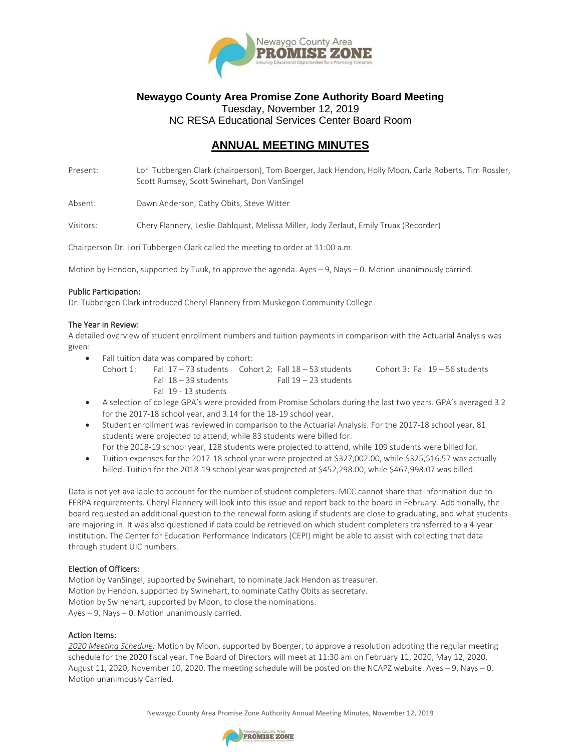**Newaygo County Area Promise Zone Authority Board Meeting**
Tuesday, November 12, 2019
NC RESA Educational Services Center Board Room

# ANNUAL MEETING MINUTES

Present: Lori Tubbergen Clark (chairperson), Tom Boerger, Jack Hendon, Holly Moon, Carla Roberts, Tim Rossler, Scott Rumsey, Scott Swinehart, Don VanSingel

Absent: Dawn Anderson, Cathy Obits, Steve Witter

Visitors: Chery Flannery, Leslie Dahlquist, Melissa Miller, Jody Zerlaut, Emily Truax (Recorder)

Chairperson Dr. Lori Tubbergen Clark called the meeting to order at 11:00 a.m.

Motion by Hendon, supported by Tuuk, to approve the agenda. Ayes – 9, Nays – 0. Motion unanimously carried.

**Public Participation:**
Dr. Tubbergen Clark introduced Cheryl Flannery from Muskegon Community College.

**The Year in Review:**
A detailed overview of student enrollment numbers and tuition payments in comparison with the Actuarial Analysis was given:

- Fall tuition data was compared by cohort:
  Cohort 1: Fall 17 – 73 students, Fall 18 – 39 students, Fall 19 - 13 students
  Cohort 2: Fall 18 – 53 students, Fall 19 – 23 students
  Cohort 3: Fall 19 – 56 students
- A selection of college GPA's were provided from Promise Scholars during the last two years. GPA's averaged 3.2 for the 2017-18 school year, and 3.14 for the 18-19 school year.
- Student enrollment was reviewed in comparison to the Actuarial Analysis. For the 2017-18 school year, 81 students were projected to attend, while 83 students were billed for.
  For the 2018-19 school year, 128 students were projected to attend, while 109 students were billed for.
- Tuition expenses for the 2017-18 school year were projected at $327,002.00, while $325,516.57 was actually billed. Tuition for the 2018-19 school year was projected at $452,298.00, while $467,998.07 was billed.

Data is not yet available to account for the number of student completers. MCC cannot share that information due to FERPA requirements. Cheryl Flannery will look into this issue and report back to the board in February. Additionally, the board requested an additional question to the renewal form asking if students are close to graduating, and what students are majoring in. It was also questioned if data could be retrieved on which student completers transferred to a 4-year institution. The Center for Education Performance Indicators (CEPI) might be able to assist with collecting that data through student UIC numbers.

**Election of Officers:**
Motion by VanSingel, supported by Swinehart, to nominate Jack Hendon as treasurer.
Motion by Hendon, supported by Swinehart, to nominate Cathy Obits as secretary.
Motion by Swinehart, supported by Moon, to close the nominations.
Ayes – 9, Nays – 0. Motion unanimously carried.

**Action Items:**
*2020 Meeting Schedule:* Motion by Moon, supported by Boerger, to approve a resolution adopting the regular meeting schedule for the 2020 fiscal year. The Board of Directors will meet at 11:30 am on February 11, 2020, May 12, 2020, August 11, 2020, November 10, 2020. The meeting schedule will be posted on the NCAPZ website. Ayes – 9, Nays – 0. Motion unanimously Carried.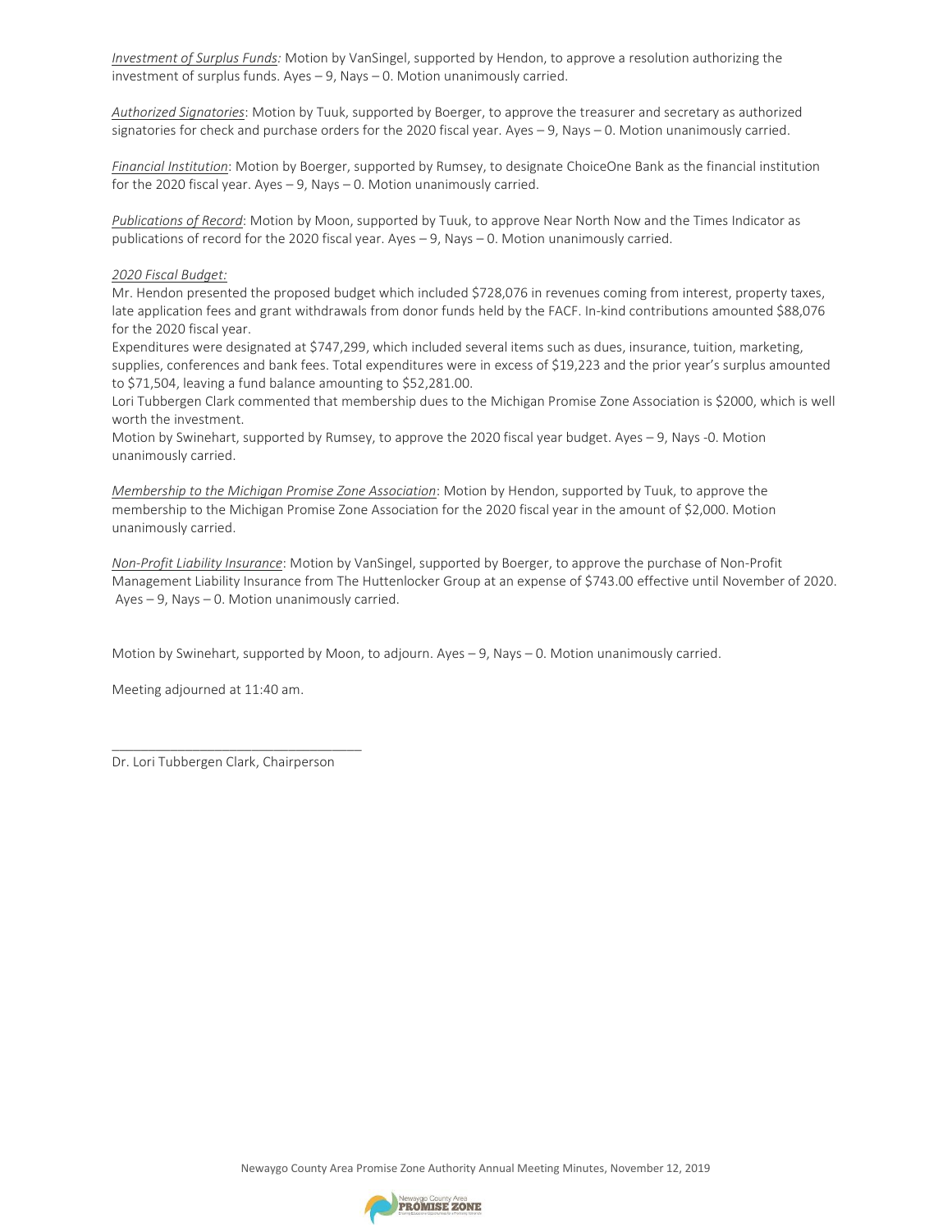*Investment of Surplus Funds:* Motion by VanSingel, supported by Hendon, to approve a resolution authorizing the investment of surplus funds. Ayes – 9, Nays – 0. Motion unanimously carried.

*Authorized Signatories*: Motion by Tuuk, supported by Boerger, to approve the treasurer and secretary as authorized signatories for check and purchase orders for the 2020 fiscal year. Ayes – 9, Nays – 0. Motion unanimously carried.

*Financial Institution*: Motion by Boerger, supported by Rumsey, to designate ChoiceOne Bank as the financial institution for the 2020 fiscal year. Ayes – 9, Nays – 0. Motion unanimously carried.

*Publications of Record*: Motion by Moon, supported by Tuuk, to approve Near North Now and the Times Indicator as publications of record for the 2020 fiscal year. Ayes – 9, Nays – 0. Motion unanimously carried.

*2020 Fiscal Budget:*

Mr. Hendon presented the proposed budget which included $728,076 in revenues coming from interest, property taxes, late application fees and grant withdrawals from donor funds held by the FACF. In-kind contributions amounted $88,076 for the 2020 fiscal year.

Expenditures were designated at $747,299, which included several items such as dues, insurance, tuition, marketing, supplies, conferences and bank fees. Total expenditures were in excess of $19,223 and the prior year's surplus amounted to $71,504, leaving a fund balance amounting to $52,281.00.

Lori Tubbergen Clark commented that membership dues to the Michigan Promise Zone Association is $2000, which is well worth the investment.

Motion by Swinehart, supported by Rumsey, to approve the 2020 fiscal year budget. Ayes – 9, Nays -0. Motion unanimously carried.

*Membership to the Michigan Promise Zone Association*: Motion by Hendon, supported by Tuuk, to approve the membership to the Michigan Promise Zone Association for the 2020 fiscal year in the amount of $2,000. Motion unanimously carried.

*Non-Profit Liability Insurance*: Motion by VanSingel, supported by Boerger, to approve the purchase of Non-Profit Management Liability Insurance from The Huttenlocker Group at an expense of $743.00 effective until November of 2020. Ayes – 9, Nays – 0. Motion unanimously carried.

Motion by Swinehart, supported by Moon, to adjourn. Ayes – 9, Nays – 0. Motion unanimously carried.

Meeting adjourned at 11:40 am.

\_\_\_\_\_\_\_\_\_\_\_\_\_\_\_\_\_\_\_\_\_\_\_\_\_\_\_\_\_\_\_\_\_\_\_

Dr. Lori Tubbergen Clark, Chairperson